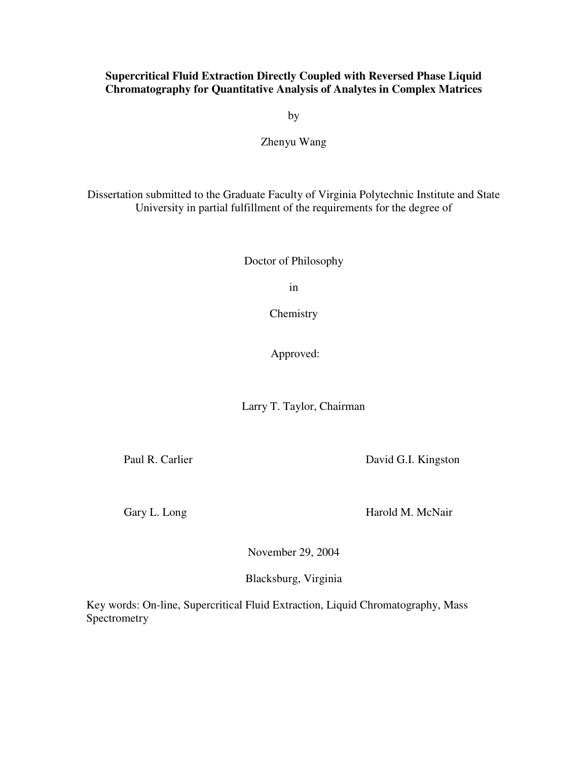**Supercritical Fluid Extraction Directly Coupled with Reversed Phase Liquid Chromatography for Quantitative Analysis of Analytes in Complex Matrices**

by

Zhenyu Wang

Dissertation submitted to the Graduate Faculty of Virginia Polytechnic Institute and State University in partial fulfillment of the requirements for the degree of

Doctor of Philosophy

in

Chemistry

Approved:

Larry T. Taylor, Chairman

Paul R. Carlier

David G.I. Kingston

Gary L. Long

Harold M. McNair

November 29, 2004

Blacksburg, Virginia

Key words: On-line, Supercritical Fluid Extraction, Liquid Chromatography, Mass Spectrometry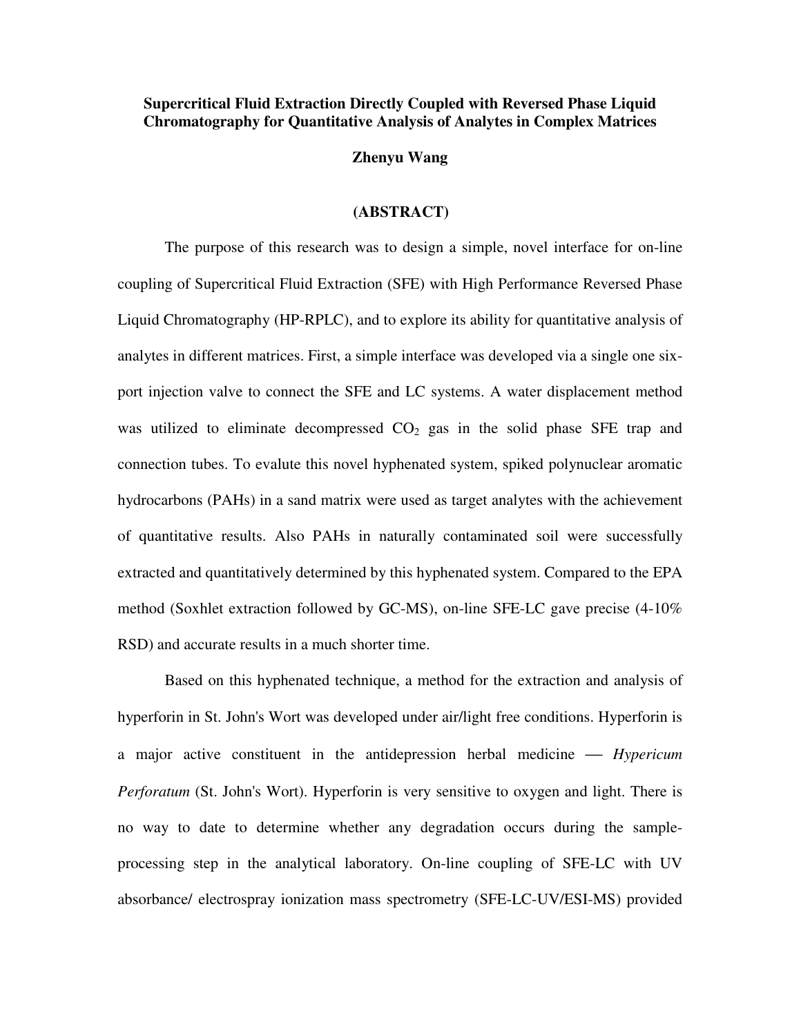**Supercritical Fluid Extraction Directly Coupled with Reversed Phase Liquid Chromatography for Quantitative Analysis of Analytes in Complex Matrices**

**Zhenyu Wang**

**(ABSTRACT)**

The purpose of this research was to design a simple, novel interface for on-line coupling of Supercritical Fluid Extraction (SFE) with High Performance Reversed Phase Liquid Chromatography (HP-RPLC), and to explore its ability for quantitative analysis of analytes in different matrices. First, a simple interface was developed via a single one six-port injection valve to connect the SFE and LC systems. A water displacement method was utilized to eliminate decompressed $CO_2$ gas in the solid phase SFE trap and connection tubes. To evalute this novel hyphenated system, spiked polynuclear aromatic hydrocarbons (PAHs) in a sand matrix were used as target analytes with the achievement of quantitative results. Also PAHs in naturally contaminated soil were successfully extracted and quantitatively determined by this hyphenated system. Compared to the EPA method (Soxhlet extraction followed by GC-MS), on-line SFE-LC gave precise (4-10% RSD) and accurate results in a much shorter time.

Based on this hyphenated technique, a method for the extraction and analysis of hyperforin in St. John's Wort was developed under air/light free conditions. Hyperforin is a major active constituent in the antidepression herbal medicine — *Hypericum Perforatum* (St. John's Wort). Hyperforin is very sensitive to oxygen and light. There is no way to date to determine whether any degradation occurs during the sample-processing step in the analytical laboratory. On-line coupling of SFE-LC with UV absorbance/ electrospray ionization mass spectrometry (SFE-LC-UV/ESI-MS) provided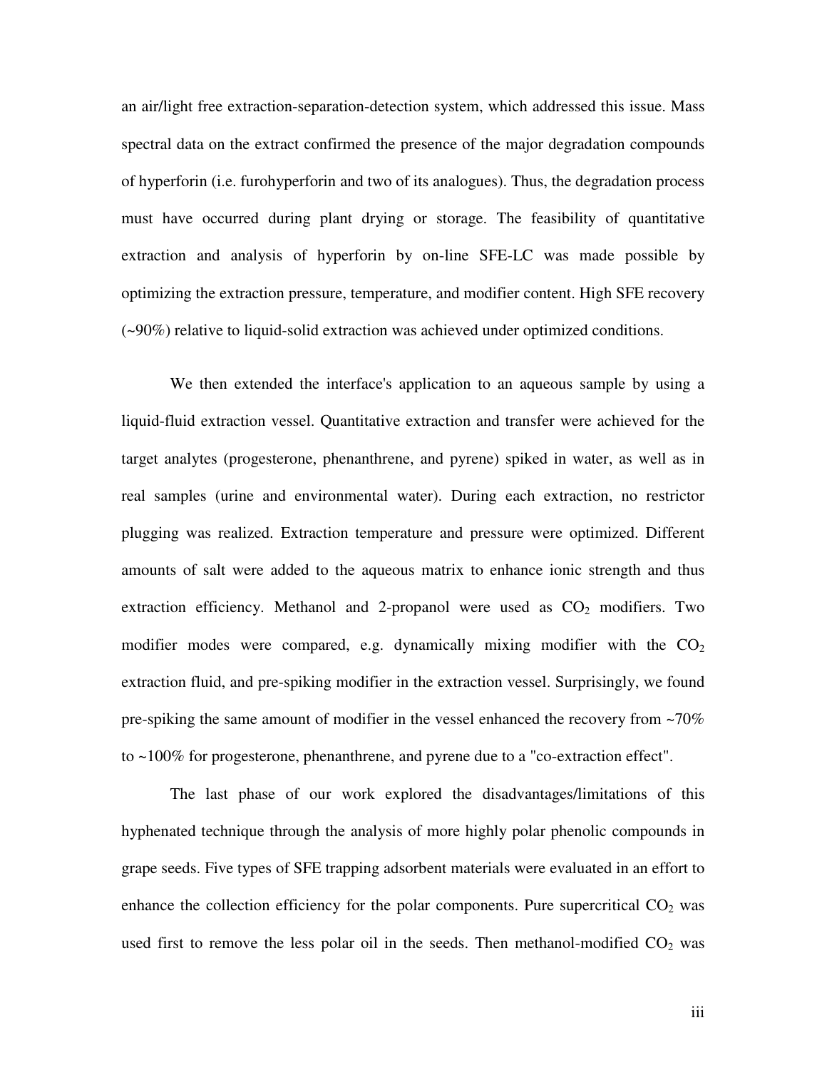an air/light free extraction-separation-detection system, which addressed this issue. Mass spectral data on the extract confirmed the presence of the major degradation compounds of hyperforin (i.e. furohyperforin and two of its analogues). Thus, the degradation process must have occurred during plant drying or storage. The feasibility of quantitative extraction and analysis of hyperforin by on-line SFE-LC was made possible by optimizing the extraction pressure, temperature, and modifier content. High SFE recovery (~90%) relative to liquid-solid extraction was achieved under optimized conditions.

We then extended the interface's application to an aqueous sample by using a liquid-fluid extraction vessel. Quantitative extraction and transfer were achieved for the target analytes (progesterone, phenanthrene, and pyrene) spiked in water, as well as in real samples (urine and environmental water). During each extraction, no restrictor plugging was realized. Extraction temperature and pressure were optimized. Different amounts of salt were added to the aqueous matrix to enhance ionic strength and thus extraction efficiency. Methanol and 2-propanol were used as $CO_2$ modifiers. Two modifier modes were compared, e.g. dynamically mixing modifier with the $CO_2$ extraction fluid, and pre-spiking modifier in the extraction vessel. Surprisingly, we found pre-spiking the same amount of modifier in the vessel enhanced the recovery from ~70% to ~100% for progesterone, phenanthrene, and pyrene due to a "co-extraction effect".

The last phase of our work explored the disadvantages/limitations of this hyphenated technique through the analysis of more highly polar phenolic compounds in grape seeds. Five types of SFE trapping adsorbent materials were evaluated in an effort to enhance the collection efficiency for the polar components. Pure supercritical $CO_2$ was used first to remove the less polar oil in the seeds. Then methanol-modified $CO_2$ was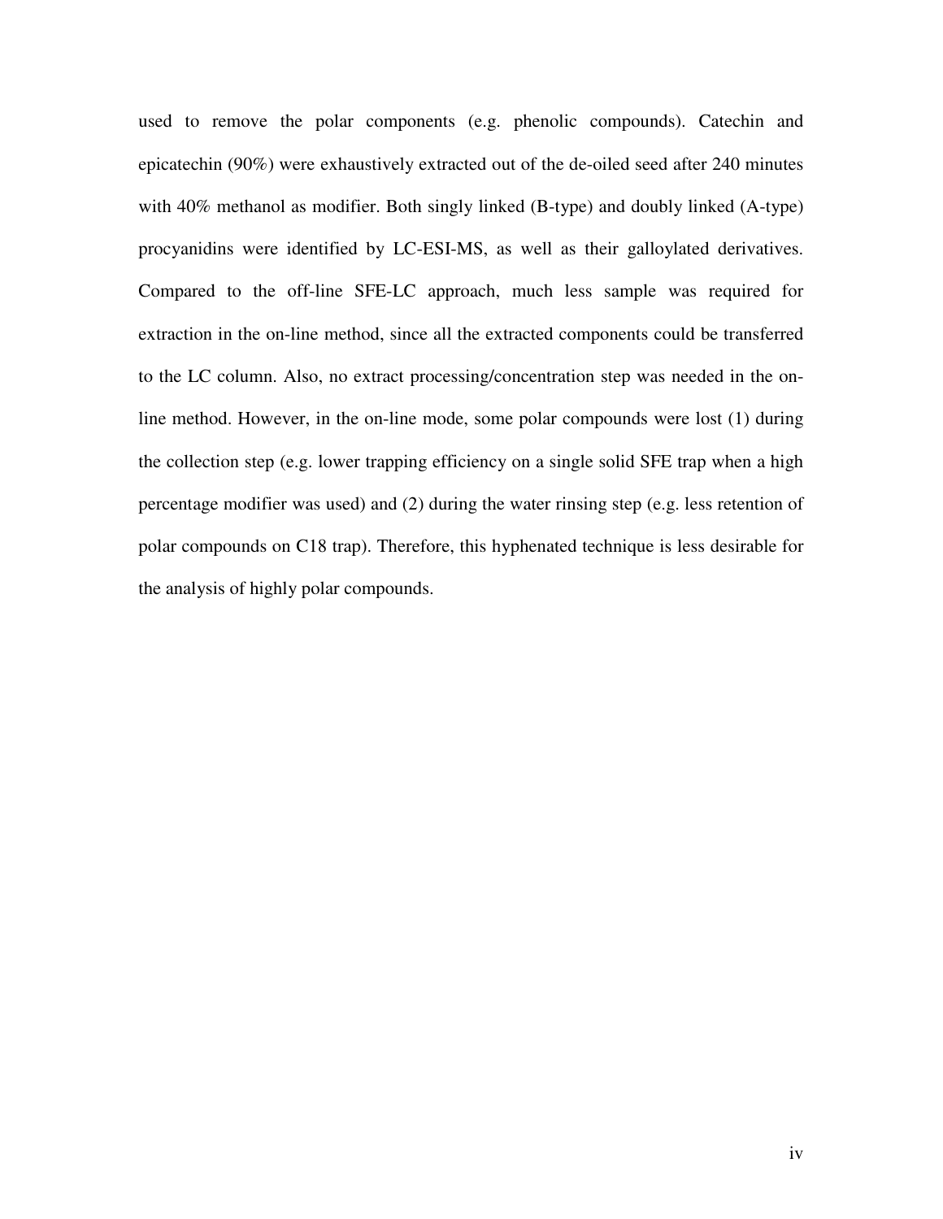used to remove the polar components (e.g. phenolic compounds). Catechin and epicatechin (90%) were exhaustively extracted out of the de-oiled seed after 240 minutes with 40% methanol as modifier. Both singly linked (B-type) and doubly linked (A-type) procyanidins were identified by LC-ESI-MS, as well as their galloylated derivatives. Compared to the off-line SFE-LC approach, much less sample was required for extraction in the on-line method, since all the extracted components could be transferred to the LC column. Also, no extract processing/concentration step was needed in the on-line method. However, in the on-line mode, some polar compounds were lost (1) during the collection step (e.g. lower trapping efficiency on a single solid SFE trap when a high percentage modifier was used) and (2) during the water rinsing step (e.g. less retention of polar compounds on C18 trap). Therefore, this hyphenated technique is less desirable for the analysis of highly polar compounds.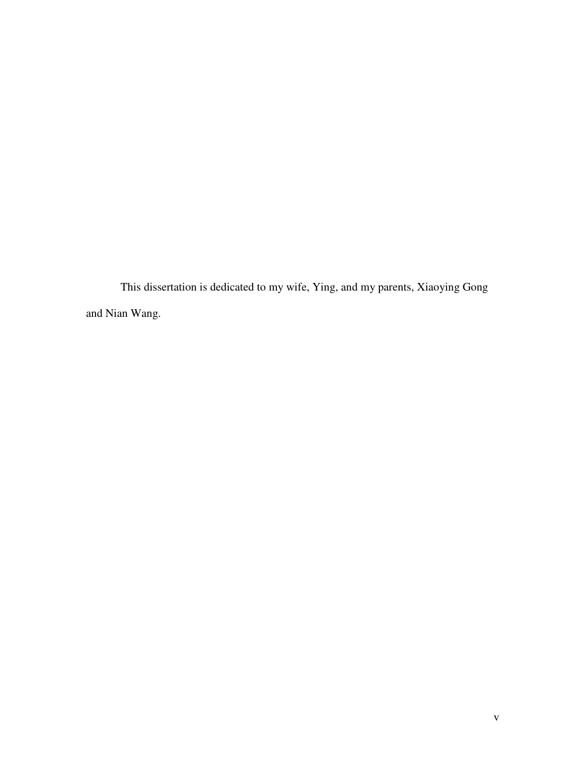This dissertation is dedicated to my wife, Ying, and my parents, Xiaoying Gong and Nian Wang.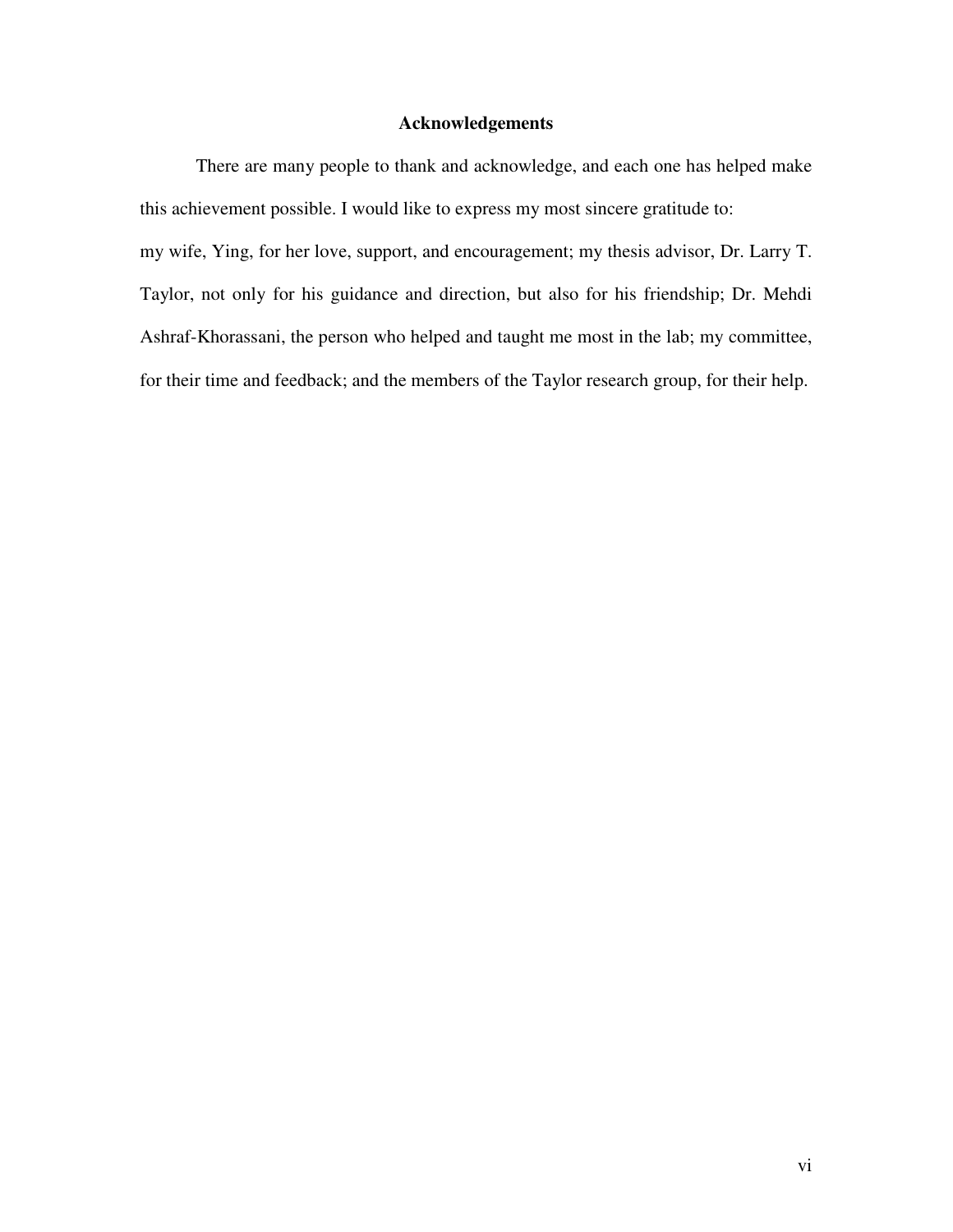# Acknowledgements

There are many people to thank and acknowledge, and each one has helped make this achievement possible. I would like to express my most sincere gratitude to:

my wife, Ying, for her love, support, and encouragement; my thesis advisor, Dr. Larry T. Taylor, not only for his guidance and direction, but also for his friendship; Dr. Mehdi Ashraf-Khorassani, the person who helped and taught me most in the lab; my committee, for their time and feedback; and the members of the Taylor research group, for their help.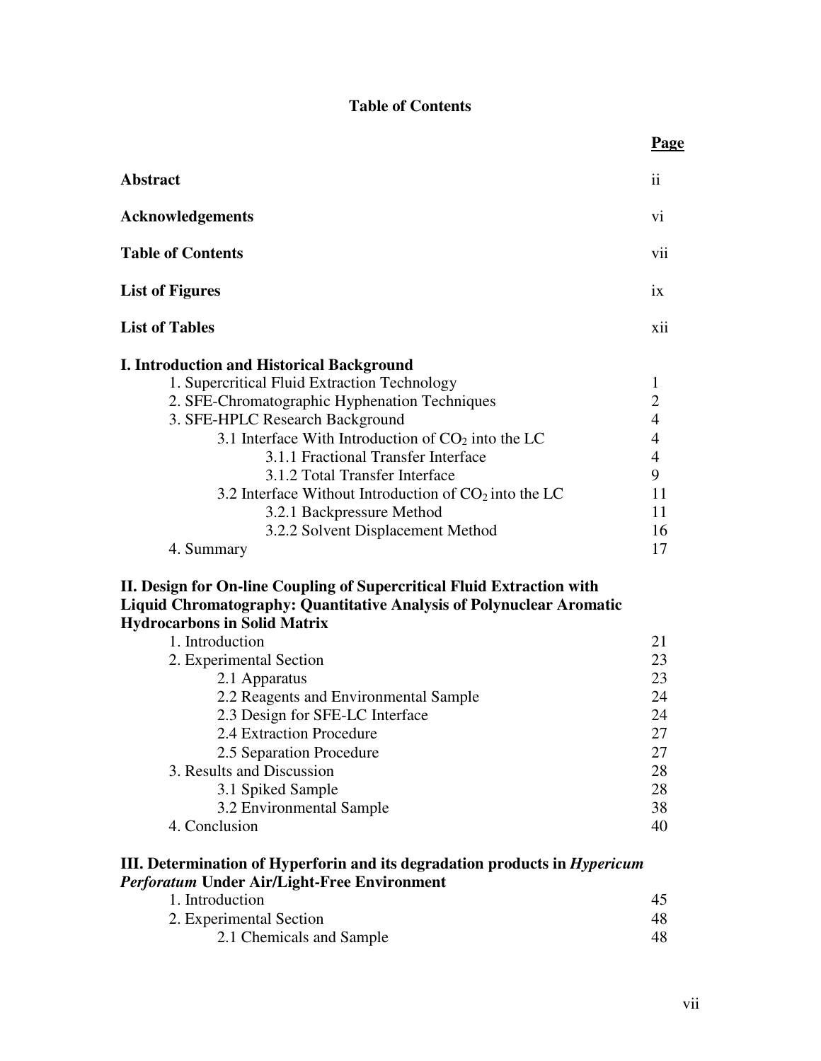# Table of Contents

| | Page |
|---|---|
| **Abstract** | ii |
| **Acknowledgements** | vi |
| **Table of Contents** | vii |
| **List of Figures** | ix |
| **List of Tables** | xii |
| **I. Introduction and Historical Background** | |
| 1. Supercritical Fluid Extraction Technology | 1 |
| 2. SFE-Chromatographic Hyphenation Techniques | 2 |
| 3. SFE-HPLC Research Background | 4 |
| 3.1 Interface With Introduction of $CO_2$ into the LC | 4 |
| 3.1.1 Fractional Transfer Interface | 4 |
| 3.1.2 Total Transfer Interface | 9 |
| 3.2 Interface Without Introduction of $CO_2$ into the LC | 11 |
| 3.2.1 Backpressure Method | 11 |
| 3.2.2 Solvent Displacement Method | 16 |
| 4. Summary | 17 |
| **II. Design for On-line Coupling of Supercritical Fluid Extraction with Liquid Chromatography: Quantitative Analysis of Polynuclear Aromatic Hydrocarbons in Solid Matrix** | |
| 1. Introduction | 21 |
| 2. Experimental Section | 23 |
| 2.1 Apparatus | 23 |
| 2.2 Reagents and Environmental Sample | 24 |
| 2.3 Design for SFE-LC Interface | 24 |
| 2.4 Extraction Procedure | 27 |
| 2.5 Separation Procedure | 27 |
| 3. Results and Discussion | 28 |
| 3.1 Spiked Sample | 28 |
| 3.2 Environmental Sample | 38 |
| 4. Conclusion | 40 |
| **III. Determination of Hyperforin and its degradation products in *Hypericum Perforatum* Under Air/Light-Free Environment** | |
| 1. Introduction | 45 |
| 2. Experimental Section | 48 |
| 2.1 Chemicals and Sample | 48 |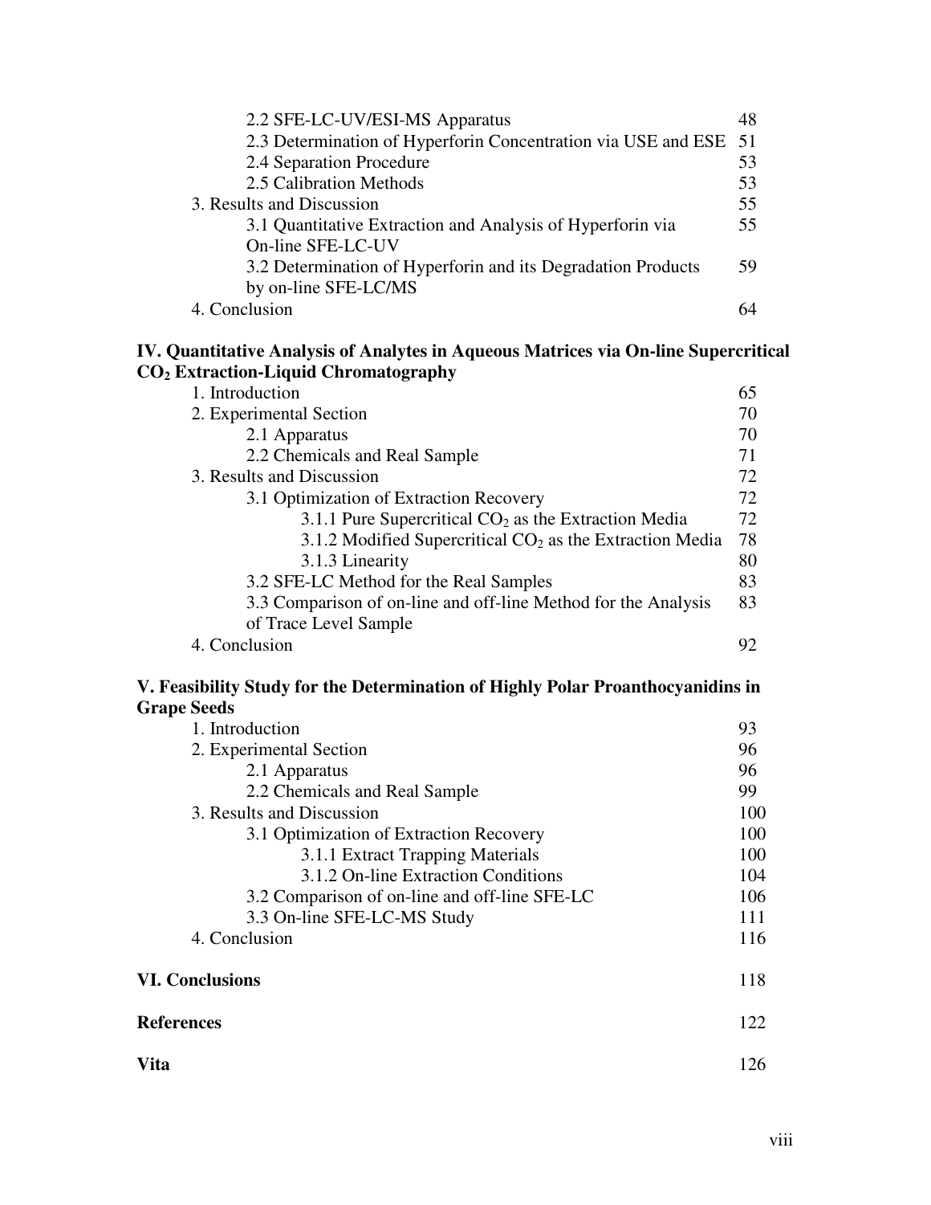| | |
|---|---|
| 2.2 SFE-LC-UV/ESI-MS Apparatus | 48 |
| 2.3 Determination of Hyperforin Concentration via USE and ESE | 51 |
| 2.4 Separation Procedure | 53 |
| 2.5 Calibration Methods | 53 |
| 3. Results and Discussion | 55 |
| 3.1 Quantitative Extraction and Analysis of Hyperforin via On-line SFE-LC-UV | 55 |
| 3.2 Determination of Hyperforin and its Degradation Products by on-line SFE-LC/MS | 59 |
| 4. Conclusion | 64 |

**IV. Quantitative Analysis of Analytes in Aqueous Matrices via On-line Supercritical $CO_2$ Extraction-Liquid Chromatography**

| | |
|---|---|
| 1. Introduction | 65 |
| 2. Experimental Section | 70 |
| 2.1 Apparatus | 70 |
| 2.2 Chemicals and Real Sample | 71 |
| 3. Results and Discussion | 72 |
| 3.1 Optimization of Extraction Recovery | 72 |
| 3.1.1 Pure Supercritical $CO_2$ as the Extraction Media | 72 |
| 3.1.2 Modified Supercritical $CO_2$ as the Extraction Media | 78 |
| 3.1.3 Linearity | 80 |
| 3.2 SFE-LC Method for the Real Samples | 83 |
| 3.3 Comparison of on-line and off-line Method for the Analysis of Trace Level Sample | 83 |
| 4. Conclusion | 92 |

**V. Feasibility Study for the Determination of Highly Polar Proanthocyanidins in Grape Seeds**

| | |
|---|---|
| 1. Introduction | 93 |
| 2. Experimental Section | 96 |
| 2.1 Apparatus | 96 |
| 2.2 Chemicals and Real Sample | 99 |
| 3. Results and Discussion | 100 |
| 3.1 Optimization of Extraction Recovery | 100 |
| 3.1.1 Extract Trapping Materials | 100 |
| 3.1.2 On-line Extraction Conditions | 104 |
| 3.2 Comparison of on-line and off-line SFE-LC | 106 |
| 3.3 On-line SFE-LC-MS Study | 111 |
| 4. Conclusion | 116 |

| | |
|---|---|
| **VI. Conclusions** | 118 |
| **References** | 122 |
| **Vita** | 126 |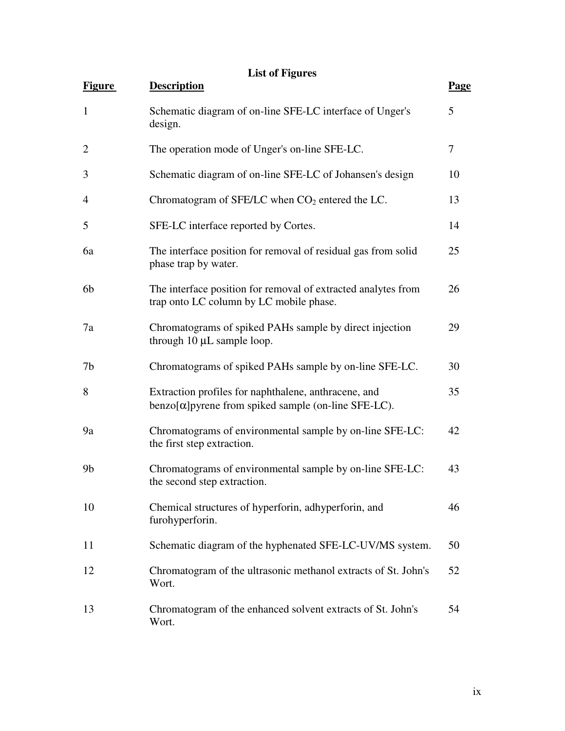# List of Figures

| Figure | Description | Page |
|---|---|---|
| 1 | Schematic diagram of on-line SFE-LC interface of Unger's design. | 5 |
| 2 | The operation mode of Unger's on-line SFE-LC. | 7 |
| 3 | Schematic diagram of on-line SFE-LC of Johansen's design | 10 |
| 4 | Chromatogram of SFE/LC when $CO_2$ entered the LC. | 13 |
| 5 | SFE-LC interface reported by Cortes. | 14 |
| 6a | The interface position for removal of residual gas from solid phase trap by water. | 25 |
| 6b | The interface position for removal of extracted analytes from trap onto LC column by LC mobile phase. | 26 |
| 7a | Chromatograms of spiked PAHs sample by direct injection through 10 $\mu$L sample loop. | 29 |
| 7b | Chromatograms of spiked PAHs sample by on-line SFE-LC. | 30 |
| 8 | Extraction profiles for naphthalene, anthracene, and benzo[$\alpha$]pyrene from spiked sample (on-line SFE-LC). | 35 |
| 9a | Chromatograms of environmental sample by on-line SFE-LC: the first step extraction. | 42 |
| 9b | Chromatograms of environmental sample by on-line SFE-LC: the second step extraction. | 43 |
| 10 | Chemical structures of hyperforin, adhyperforin, and furohyperforin. | 46 |
| 11 | Schematic diagram of the hyphenated SFE-LC-UV/MS system. | 50 |
| 12 | Chromatogram of the ultrasonic methanol extracts of St. John's Wort. | 52 |
| 13 | Chromatogram of the enhanced solvent extracts of St. John's Wort. | 54 |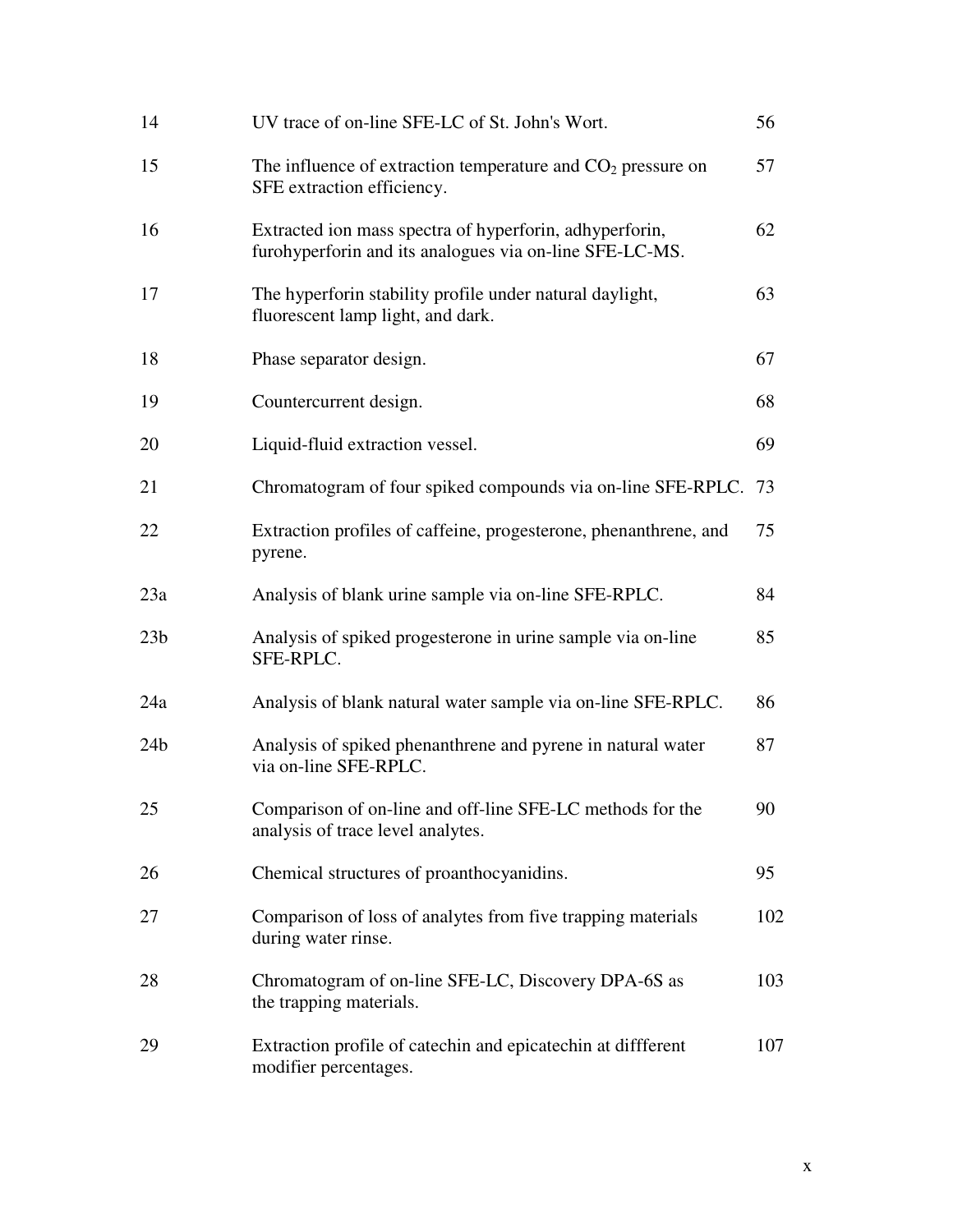| | | |
|---|---|---|
| 14 | UV trace of on-line SFE-LC of St. John's Wort. | 56 |
| 15 | The influence of extraction temperature and $CO_2$ pressure on SFE extraction efficiency. | 57 |
| 16 | Extracted ion mass spectra of hyperforin, adhyperforin, furohyperforin and its analogues via on-line SFE-LC-MS. | 62 |
| 17 | The hyperforin stability profile under natural daylight, fluorescent lamp light, and dark. | 63 |
| 18 | Phase separator design. | 67 |
| 19 | Countercurrent design. | 68 |
| 20 | Liquid-fluid extraction vessel. | 69 |
| 21 | Chromatogram of four spiked compounds via on-line SFE-RPLC. | 73 |
| 22 | Extraction profiles of caffeine, progesterone, phenanthrene, and pyrene. | 75 |
| 23a | Analysis of blank urine sample via on-line SFE-RPLC. | 84 |
| 23b | Analysis of spiked progesterone in urine sample via on-line SFE-RPLC. | 85 |
| 24a | Analysis of blank natural water sample via on-line SFE-RPLC. | 86 |
| 24b | Analysis of spiked phenanthrene and pyrene in natural water via on-line SFE-RPLC. | 87 |
| 25 | Comparison of on-line and off-line SFE-LC methods for the analysis of trace level analytes. | 90 |
| 26 | Chemical structures of proanthocyanidins. | 95 |
| 27 | Comparison of loss of analytes from five trapping materials during water rinse. | 102 |
| 28 | Chromatogram of on-line SFE-LC, Discovery DPA-6S as the trapping materials. | 103 |
| 29 | Extraction profile of catechin and epicatechin at diffferent modifier percentages. | 107 |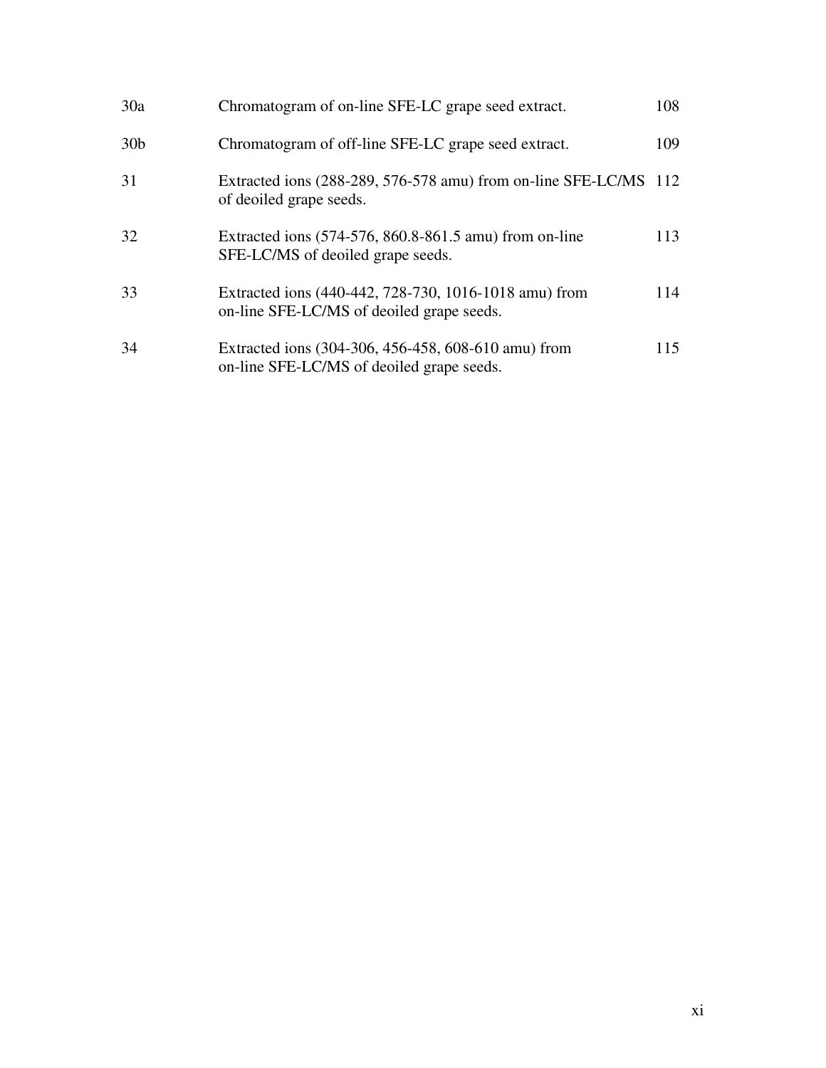| | | |
|---|---|---|
| 30a | Chromatogram of on-line SFE-LC grape seed extract. | 108 |
| 30b | Chromatogram of off-line SFE-LC grape seed extract. | 109 |
| 31 | Extracted ions (288-289, 576-578 amu) from on-line SFE-LC/MS of deoiled grape seeds. | 112 |
| 32 | Extracted ions (574-576, 860.8-861.5 amu) from on-line SFE-LC/MS of deoiled grape seeds. | 113 |
| 33 | Extracted ions (440-442, 728-730, 1016-1018 amu) from on-line SFE-LC/MS of deoiled grape seeds. | 114 |
| 34 | Extracted ions (304-306, 456-458, 608-610 amu) from on-line SFE-LC/MS of deoiled grape seeds. | 115 |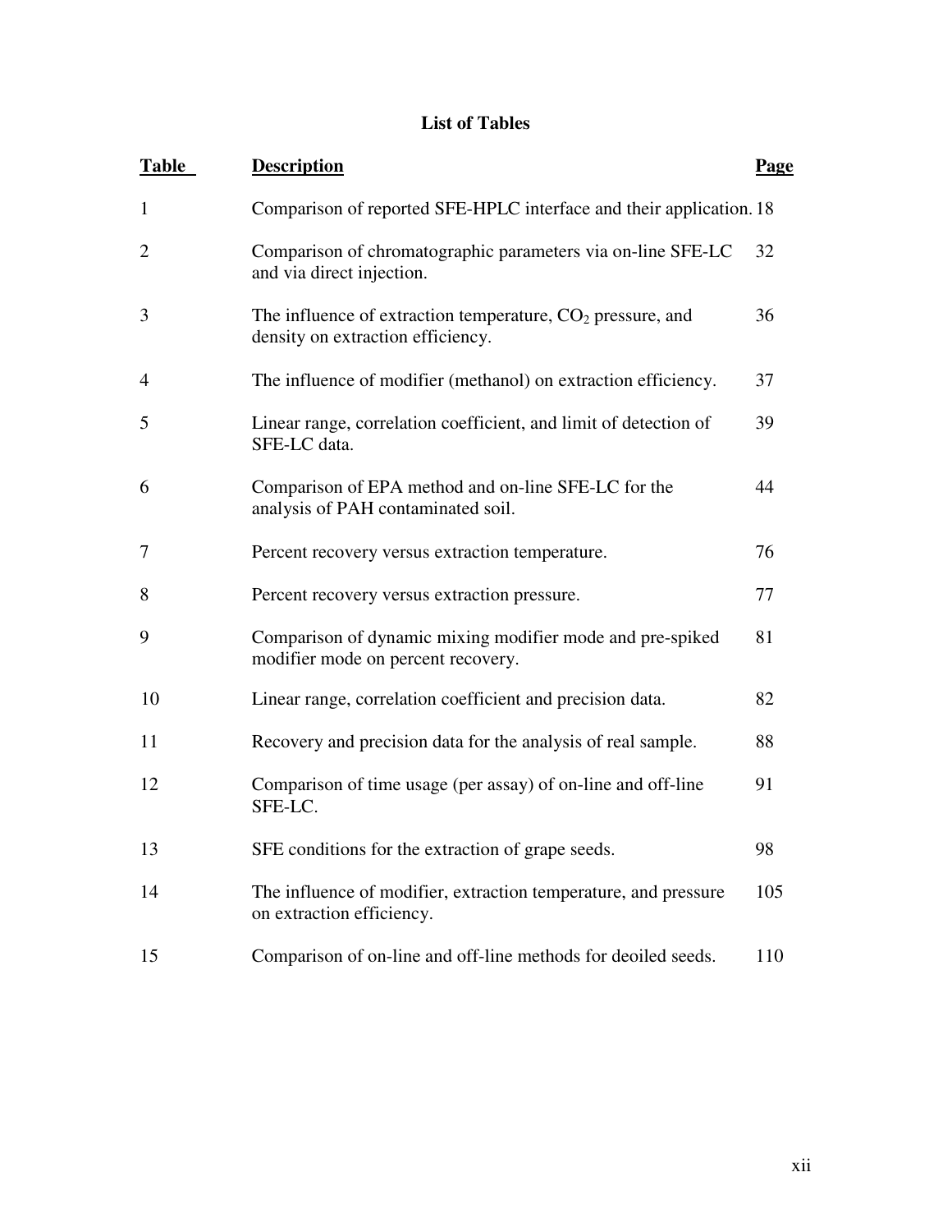## List of Tables

| Table | Description | Page |
|---|---|---|
| 1 | Comparison of reported SFE-HPLC interface and their application. | 18 |
| 2 | Comparison of chromatographic parameters via on-line SFE-LC and via direct injection. | 32 |
| 3 | The influence of extraction temperature, $CO_2$ pressure, and density on extraction efficiency. | 36 |
| 4 | The influence of modifier (methanol) on extraction efficiency. | 37 |
| 5 | Linear range, correlation coefficient, and limit of detection of SFE-LC data. | 39 |
| 6 | Comparison of EPA method and on-line SFE-LC for the analysis of PAH contaminated soil. | 44 |
| 7 | Percent recovery versus extraction temperature. | 76 |
| 8 | Percent recovery versus extraction pressure. | 77 |
| 9 | Comparison of dynamic mixing modifier mode and pre-spiked modifier mode on percent recovery. | 81 |
| 10 | Linear range, correlation coefficient and precision data. | 82 |
| 11 | Recovery and precision data for the analysis of real sample. | 88 |
| 12 | Comparison of time usage (per assay) of on-line and off-line SFE-LC. | 91 |
| 13 | SFE conditions for the extraction of grape seeds. | 98 |
| 14 | The influence of modifier, extraction temperature, and pressure on extraction efficiency. | 105 |
| 15 | Comparison of on-line and off-line methods for deoiled seeds. | 110 |